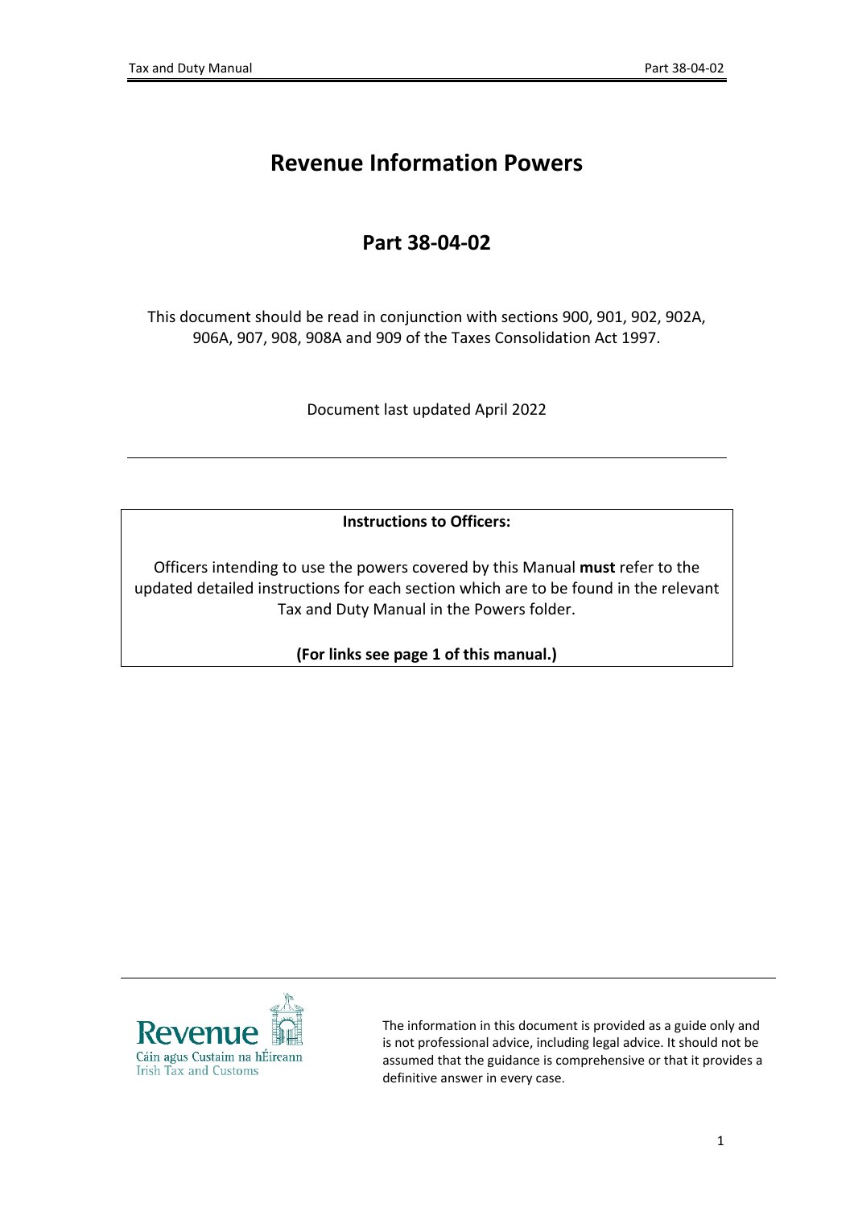# Revenue Information Powers

## Part 38-04-02

This document should be read in conjunction with sections 900, 901, 902, 902A, 906A, 907, 908, 908A and 909 of the Taxes Consolidation Act 1997.

Document last updated April 2022

---

**Instructions to Officers:**

Officers intending to use the powers covered by this Manual **must** refer to the updated detailed instructions for each section which are to be found in the relevant Tax and Duty Manual in the Powers folder.

**(For links see page 1 of this manual.)**

---

Revenue
Cáin agus Custaim na hÉireann
Irish Tax and Customs

The information in this document is provided as a guide only and is not professional advice, including legal advice. It should not be assumed that the guidance is comprehensive or that it provides a definitive answer in every case.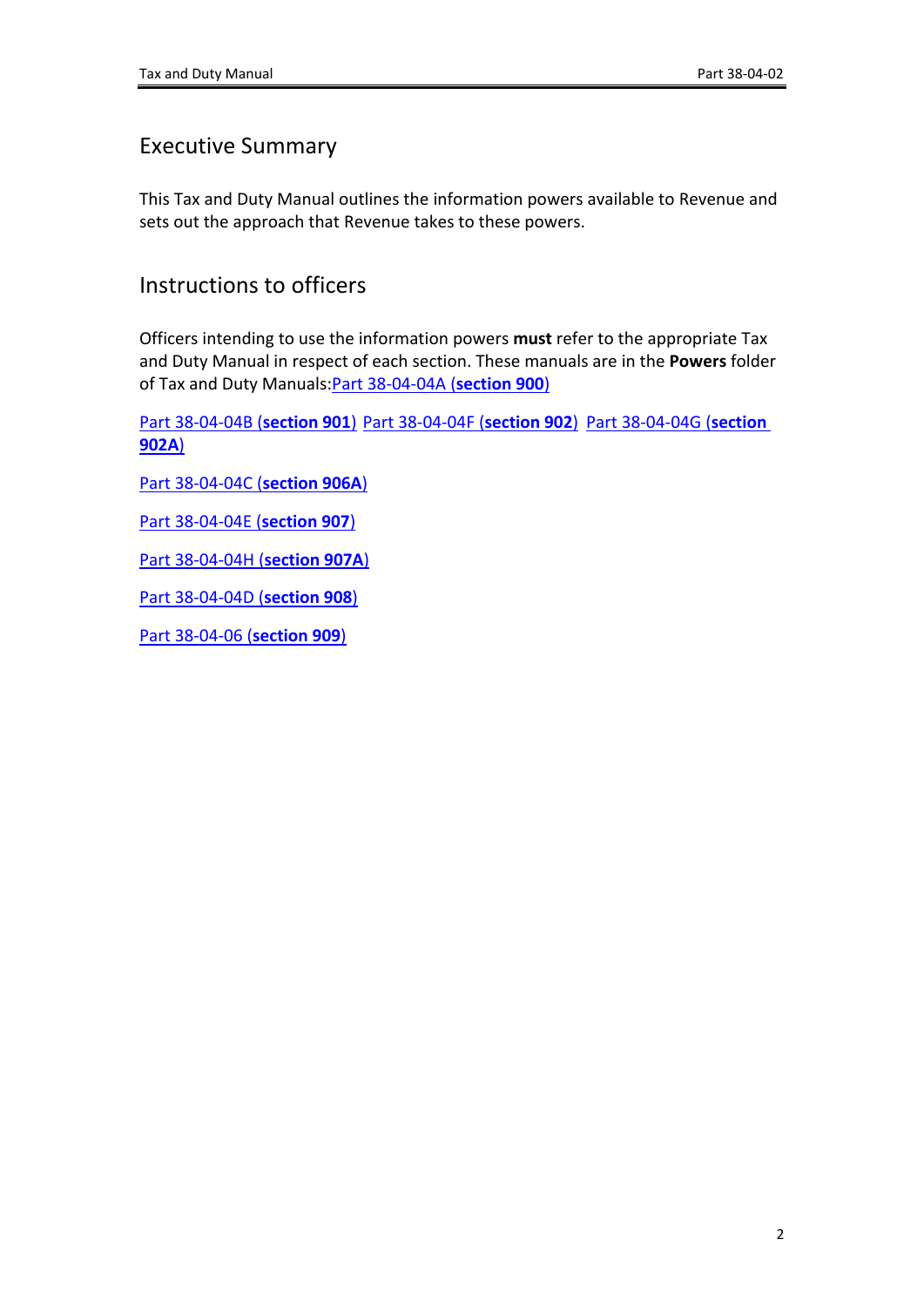## Executive Summary

This Tax and Duty Manual outlines the information powers available to Revenue and sets out the approach that Revenue takes to these powers.

## Instructions to officers

Officers intending to use the information powers **must** refer to the appropriate Tax and Duty Manual in respect of each section. These manuals are in the **Powers** folder of Tax and Duty Manuals: Part 38-04-04A (**section 900**)

Part 38-04-04B (**section 901**) Part 38-04-04F (**section 902**) Part 38-04-04G (**section 902A**)

Part 38-04-04C (**section 906A**)

Part 38-04-04E (**section 907**)

Part 38-04-04H (**section 907A**)

Part 38-04-04D (**section 908**)

Part 38-04-06 (**section 909**)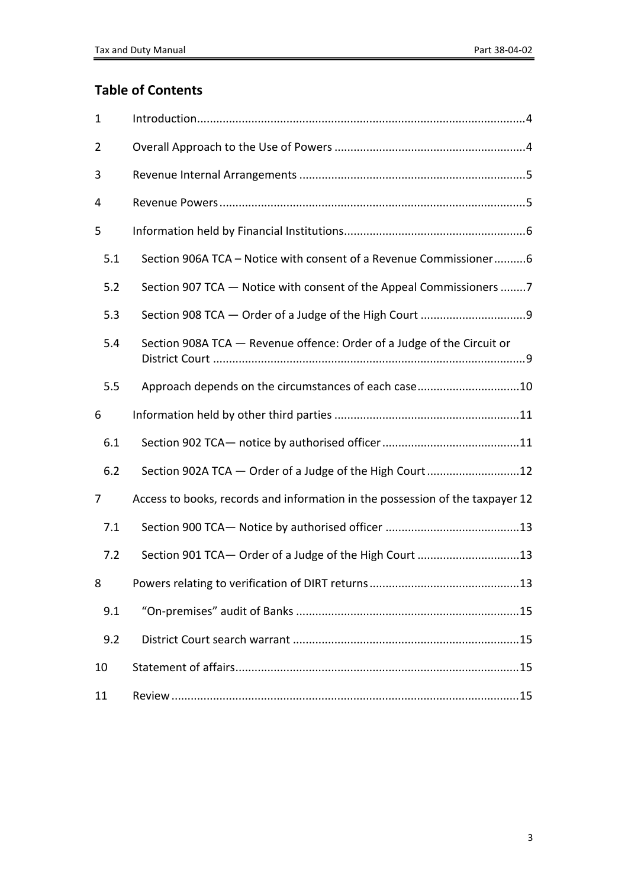## Table of Contents

| | | |
|---|---|---|
| 1 | Introduction | 4 |
| 2 | Overall Approach to the Use of Powers | 4 |
| 3 | Revenue Internal Arrangements | 5 |
| 4 | Revenue Powers | 5 |
| 5 | Information held by Financial Institutions | 6 |
| 5.1 | Section 906A TCA – Notice with consent of a Revenue Commissioner | 6 |
| 5.2 | Section 907 TCA — Notice with consent of the Appeal Commissioners | 7 |
| 5.3 | Section 908 TCA — Order of a Judge of the High Court | 9 |
| 5.4 | Section 908A TCA — Revenue offence: Order of a Judge of the Circuit or District Court | 9 |
| 5.5 | Approach depends on the circumstances of each case | 10 |
| 6 | Information held by other third parties | 11 |
| 6.1 | Section 902 TCA— notice by authorised officer | 11 |
| 6.2 | Section 902A TCA — Order of a Judge of the High Court | 12 |
| 7 | Access to books, records and information in the possession of the taxpayer | 12 |
| 7.1 | Section 900 TCA— Notice by authorised officer | 13 |
| 7.2 | Section 901 TCA— Order of a Judge of the High Court | 13 |
| 8 | Powers relating to verification of DIRT returns | 13 |
| 9.1 | "On-premises" audit of Banks | 15 |
| 9.2 | District Court search warrant | 15 |
| 10 | Statement of affairs | 15 |
| 11 | Review | 15 |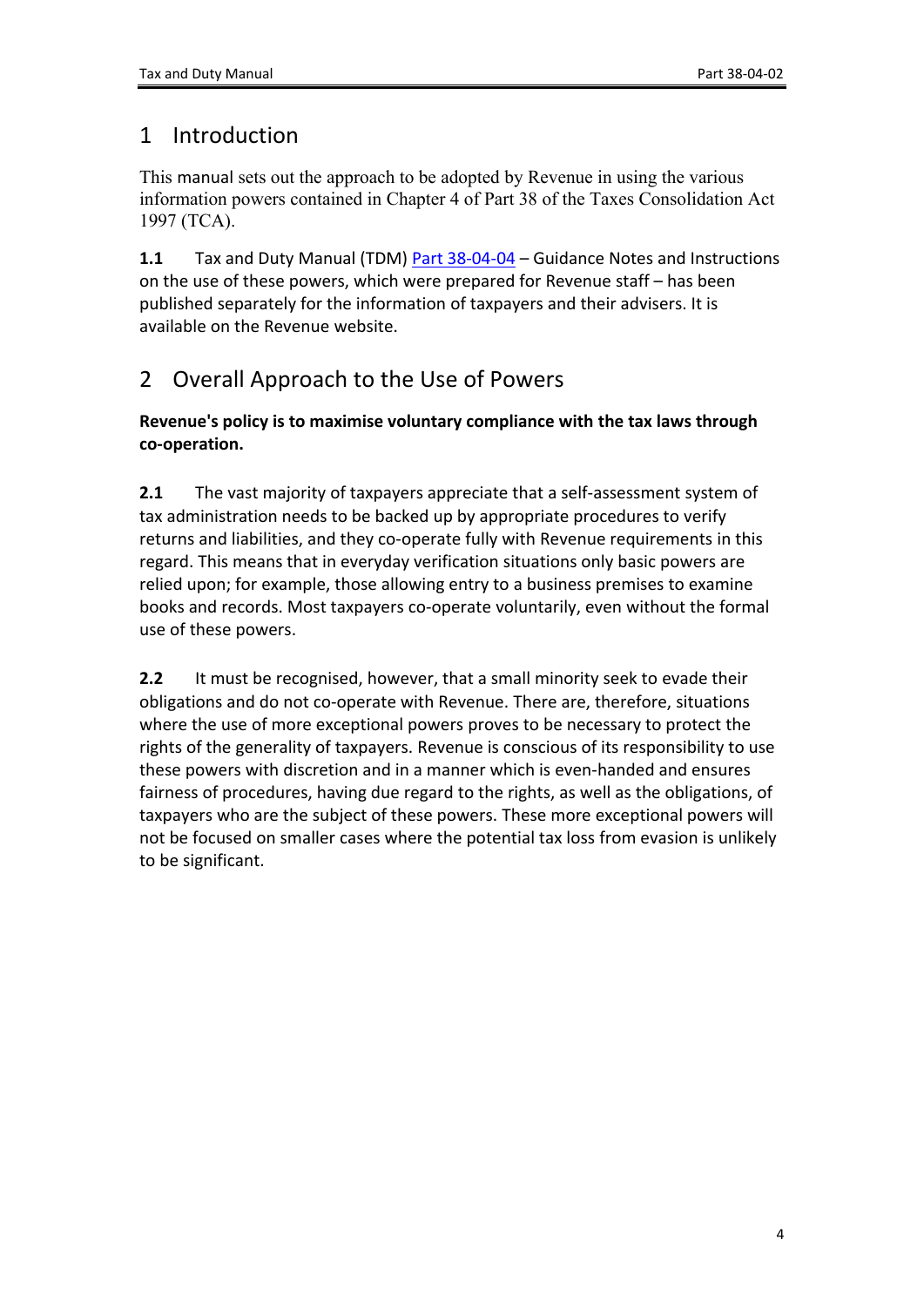# 1 Introduction

This manual sets out the approach to be adopted by Revenue in using the various information powers contained in Chapter 4 of Part 38 of the Taxes Consolidation Act 1997 (TCA).

**1.1** Tax and Duty Manual (TDM) [Part 38-04-04](Part 38-04-04) – Guidance Notes and Instructions on the use of these powers, which were prepared for Revenue staff – has been published separately for the information of taxpayers and their advisers. It is available on the Revenue website.

# 2 Overall Approach to the Use of Powers

**Revenue's policy is to maximise voluntary compliance with the tax laws through co-operation.**

**2.1** The vast majority of taxpayers appreciate that a self-assessment system of tax administration needs to be backed up by appropriate procedures to verify returns and liabilities, and they co-operate fully with Revenue requirements in this regard. This means that in everyday verification situations only basic powers are relied upon; for example, those allowing entry to a business premises to examine books and records. Most taxpayers co-operate voluntarily, even without the formal use of these powers.

**2.2** It must be recognised, however, that a small minority seek to evade their obligations and do not co-operate with Revenue. There are, therefore, situations where the use of more exceptional powers proves to be necessary to protect the rights of the generality of taxpayers. Revenue is conscious of its responsibility to use these powers with discretion and in a manner which is even-handed and ensures fairness of procedures, having due regard to the rights, as well as the obligations, of taxpayers who are the subject of these powers. These more exceptional powers will not be focused on smaller cases where the potential tax loss from evasion is unlikely to be significant.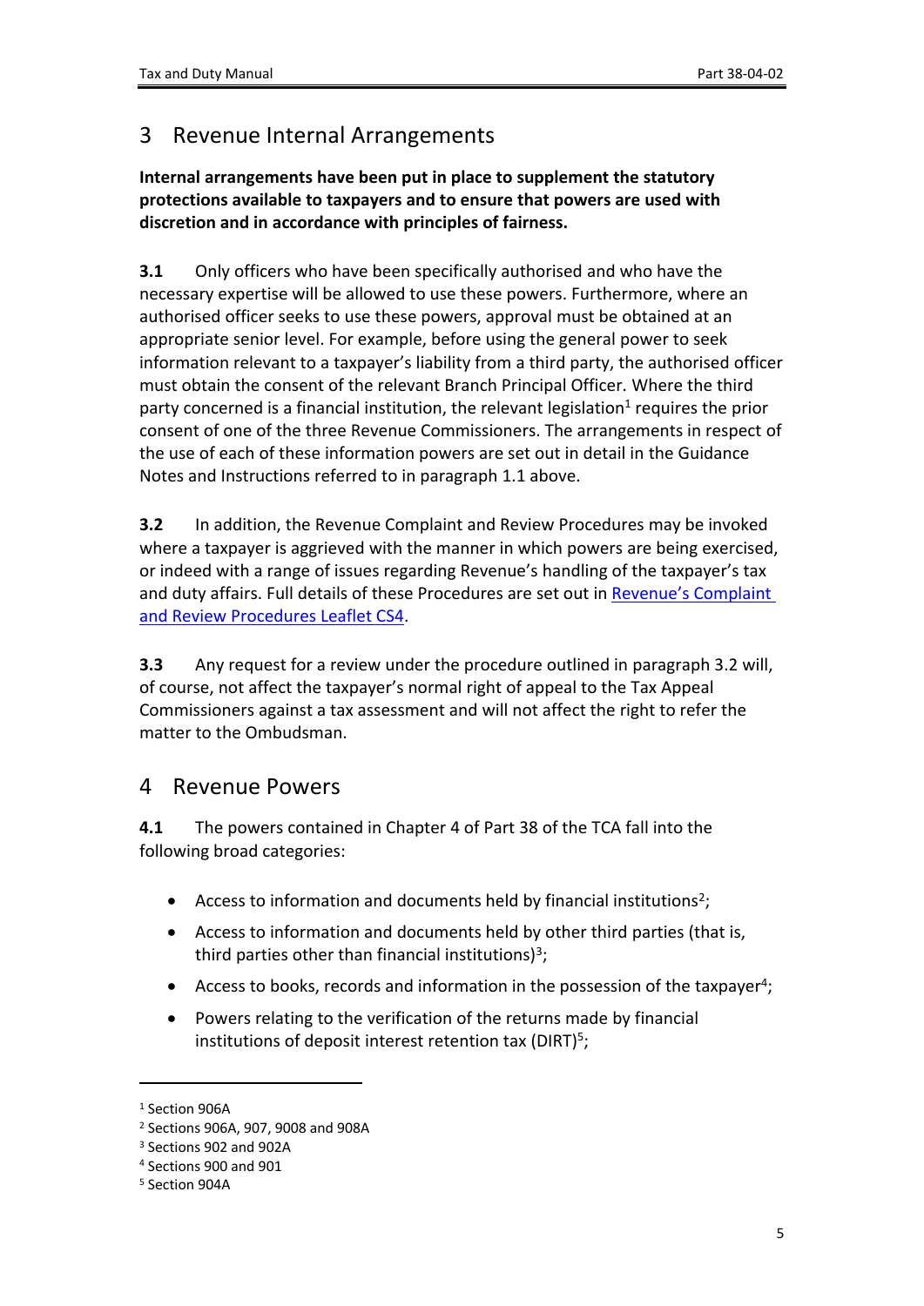# 3 Revenue Internal Arrangements

**Internal arrangements have been put in place to supplement the statutory protections available to taxpayers and to ensure that powers are used with discretion and in accordance with principles of fairness.**

**3.1** Only officers who have been specifically authorised and who have the necessary expertise will be allowed to use these powers. Furthermore, where an authorised officer seeks to use these powers, approval must be obtained at an appropriate senior level. For example, before using the general power to seek information relevant to a taxpayer's liability from a third party, the authorised officer must obtain the consent of the relevant Branch Principal Officer. Where the third party concerned is a financial institution, the relevant legislation[1] requires the prior consent of one of the three Revenue Commissioners. The arrangements in respect of the use of each of these information powers are set out in detail in the Guidance Notes and Instructions referred to in paragraph 1.1 above.

**3.2** In addition, the Revenue Complaint and Review Procedures may be invoked where a taxpayer is aggrieved with the manner in which powers are being exercised, or indeed with a range of issues regarding Revenue's handling of the taxpayer's tax and duty affairs. Full details of these Procedures are set out in Revenue's Complaint and Review Procedures Leaflet CS4.

**3.3** Any request for a review under the procedure outlined in paragraph 3.2 will, of course, not affect the taxpayer's normal right of appeal to the Tax Appeal Commissioners against a tax assessment and will not affect the right to refer the matter to the Ombudsman.

# 4 Revenue Powers

**4.1** The powers contained in Chapter 4 of Part 38 of the TCA fall into the following broad categories:

- Access to information and documents held by financial institutions[2];
- Access to information and documents held by other third parties (that is, third parties other than financial institutions)[3];
- Access to books, records and information in the possession of the taxpayer[4];
- Powers relating to the verification of the returns made by financial institutions of deposit interest retention tax (DIRT)[5];

---

[1] Section 906A
[2] Sections 906A, 907, 9008 and 908A
[3] Sections 902 and 902A
[4] Sections 900 and 901
[5] Section 904A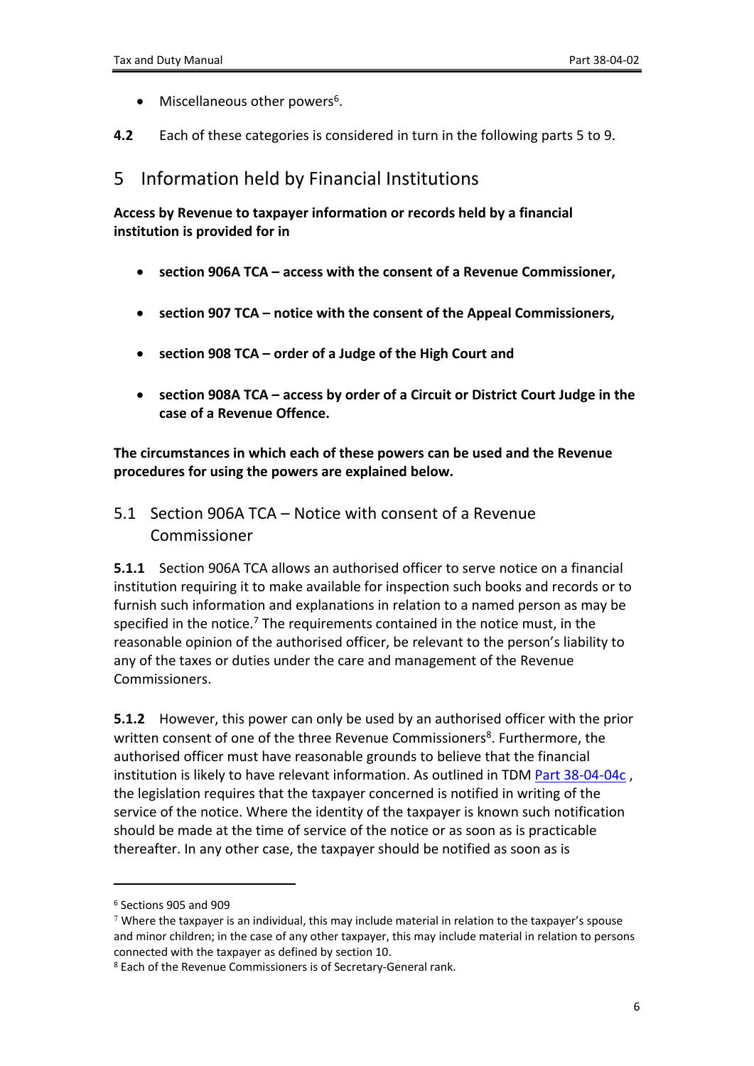- Miscellaneous other powers[6].

**4.2** Each of these categories is considered in turn in the following parts 5 to 9.

## 5 Information held by Financial Institutions

**Access by Revenue to taxpayer information or records held by a financial institution is provided for in**

- **section 906A TCA – access with the consent of a Revenue Commissioner,**
- **section 907 TCA – notice with the consent of the Appeal Commissioners,**
- **section 908 TCA – order of a Judge of the High Court and**
- **section 908A TCA – access by order of a Circuit or District Court Judge in the case of a Revenue Offence.**

**The circumstances in which each of these powers can be used and the Revenue procedures for using the powers are explained below.**

### 5.1 Section 906A TCA – Notice with consent of a Revenue Commissioner

**5.1.1** Section 906A TCA allows an authorised officer to serve notice on a financial institution requiring it to make available for inspection such books and records or to furnish such information and explanations in relation to a named person as may be specified in the notice.[7] The requirements contained in the notice must, in the reasonable opinion of the authorised officer, be relevant to the person's liability to any of the taxes or duties under the care and management of the Revenue Commissioners.

**5.1.2** However, this power can only be used by an authorised officer with the prior written consent of one of the three Revenue Commissioners[8]. Furthermore, the authorised officer must have reasonable grounds to believe that the financial institution is likely to have relevant information. As outlined in TDM Part 38-04-04c , the legislation requires that the taxpayer concerned is notified in writing of the service of the notice. Where the identity of the taxpayer is known such notification should be made at the time of service of the notice or as soon as is practicable thereafter. In any other case, the taxpayer should be notified as soon as is

---

[6] Sections 905 and 909

[7] Where the taxpayer is an individual, this may include material in relation to the taxpayer's spouse and minor children; in the case of any other taxpayer, this may include material in relation to persons connected with the taxpayer as defined by section 10.

[8] Each of the Revenue Commissioners is of Secretary-General rank.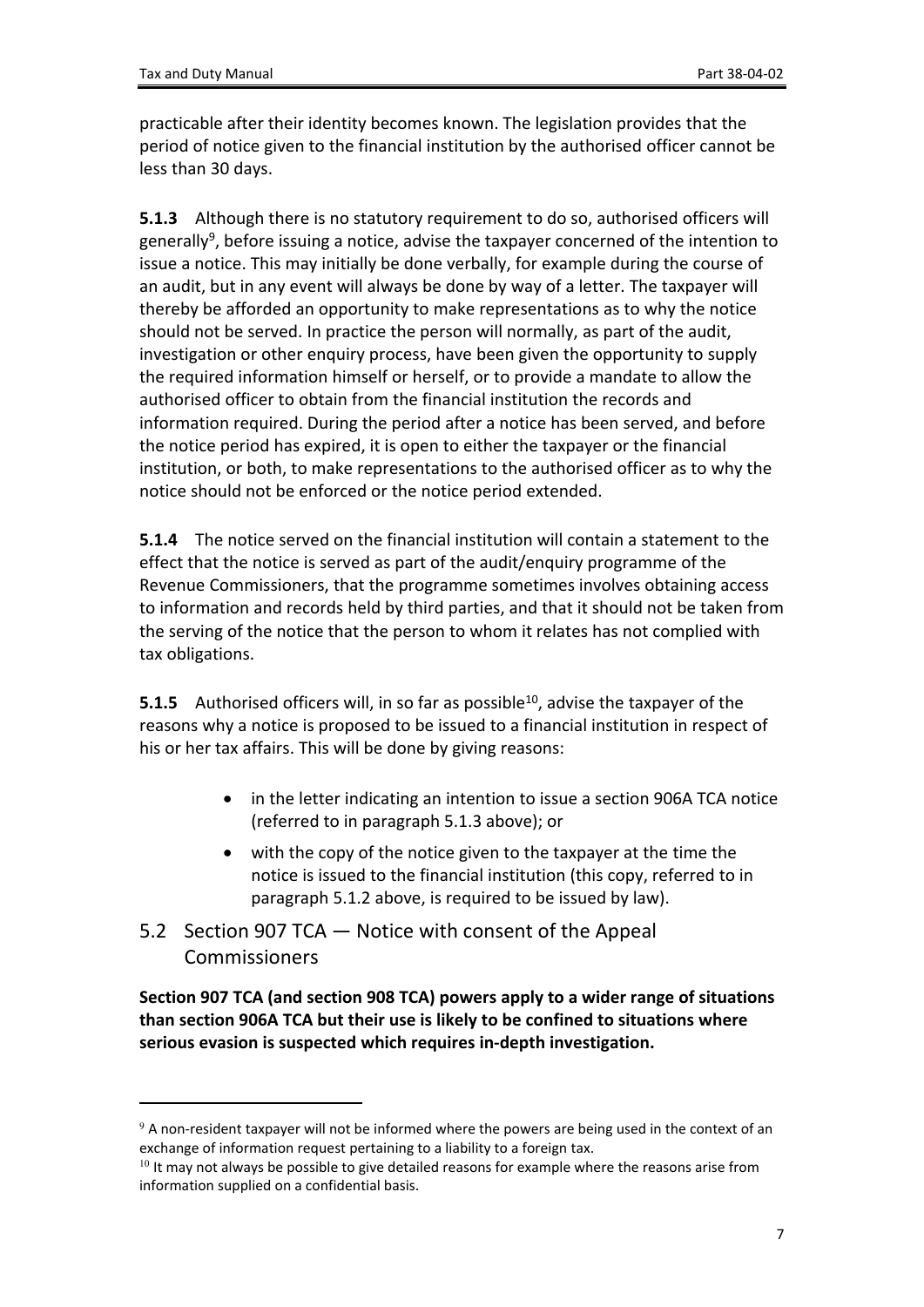practicable after their identity becomes known. The legislation provides that the period of notice given to the financial institution by the authorised officer cannot be less than 30 days.

**5.1.3** Although there is no statutory requirement to do so, authorised officers will generally[9], before issuing a notice, advise the taxpayer concerned of the intention to issue a notice. This may initially be done verbally, for example during the course of an audit, but in any event will always be done by way of a letter. The taxpayer will thereby be afforded an opportunity to make representations as to why the notice should not be served. In practice the person will normally, as part of the audit, investigation or other enquiry process, have been given the opportunity to supply the required information himself or herself, or to provide a mandate to allow the authorised officer to obtain from the financial institution the records and information required. During the period after a notice has been served, and before the notice period has expired, it is open to either the taxpayer or the financial institution, or both, to make representations to the authorised officer as to why the notice should not be enforced or the notice period extended.

**5.1.4** The notice served on the financial institution will contain a statement to the effect that the notice is served as part of the audit/enquiry programme of the Revenue Commissioners, that the programme sometimes involves obtaining access to information and records held by third parties, and that it should not be taken from the serving of the notice that the person to whom it relates has not complied with tax obligations.

**5.1.5** Authorised officers will, in so far as possible[10], advise the taxpayer of the reasons why a notice is proposed to be issued to a financial institution in respect of his or her tax affairs. This will be done by giving reasons:

- in the letter indicating an intention to issue a section 906A TCA notice (referred to in paragraph 5.1.3 above); or
- with the copy of the notice given to the taxpayer at the time the notice is issued to the financial institution (this copy, referred to in paragraph 5.1.2 above, is required to be issued by law).

## 5.2 Section 907 TCA — Notice with consent of the Appeal Commissioners

**Section 907 TCA (and section 908 TCA) powers apply to a wider range of situations than section 906A TCA but their use is likely to be confined to situations where serious evasion is suspected which requires in-depth investigation.**

[9] A non-resident taxpayer will not be informed where the powers are being used in the context of an exchange of information request pertaining to a liability to a foreign tax.

[10] It may not always be possible to give detailed reasons for example where the reasons arise from information supplied on a confidential basis.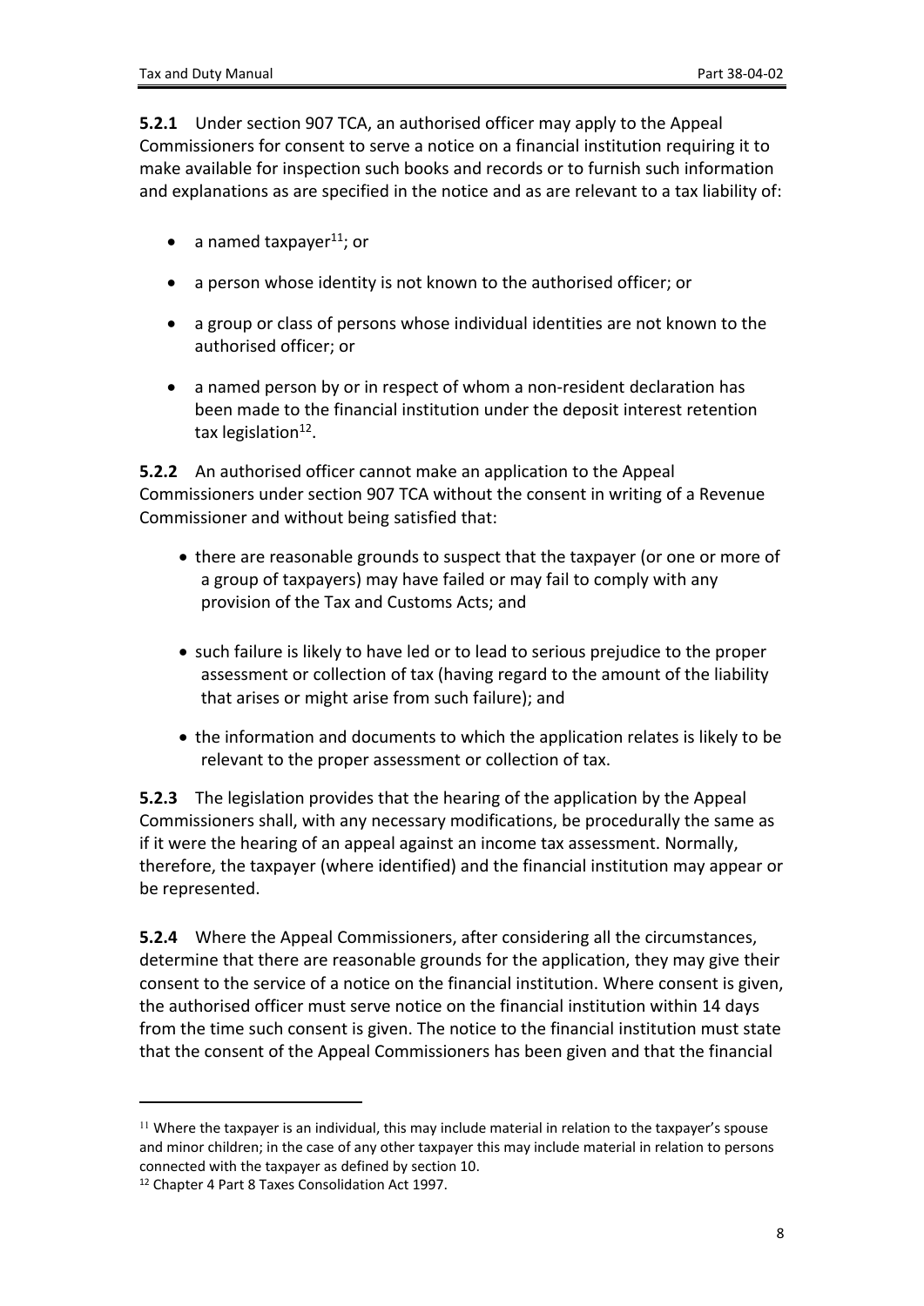**5.2.1** Under section 907 TCA, an authorised officer may apply to the Appeal Commissioners for consent to serve a notice on a financial institution requiring it to make available for inspection such books and records or to furnish such information and explanations as are specified in the notice and as are relevant to a tax liability of:

- a named taxpayer[11]; or
- a person whose identity is not known to the authorised officer; or
- a group or class of persons whose individual identities are not known to the authorised officer; or
- a named person by or in respect of whom a non-resident declaration has been made to the financial institution under the deposit interest retention tax legislation[12].

**5.2.2** An authorised officer cannot make an application to the Appeal Commissioners under section 907 TCA without the consent in writing of a Revenue Commissioner and without being satisfied that:

- there are reasonable grounds to suspect that the taxpayer (or one or more of a group of taxpayers) may have failed or may fail to comply with any provision of the Tax and Customs Acts; and
- such failure is likely to have led or to lead to serious prejudice to the proper assessment or collection of tax (having regard to the amount of the liability that arises or might arise from such failure); and
- the information and documents to which the application relates is likely to be relevant to the proper assessment or collection of tax.

**5.2.3** The legislation provides that the hearing of the application by the Appeal Commissioners shall, with any necessary modifications, be procedurally the same as if it were the hearing of an appeal against an income tax assessment. Normally, therefore, the taxpayer (where identified) and the financial institution may appear or be represented.

**5.2.4** Where the Appeal Commissioners, after considering all the circumstances, determine that there are reasonable grounds for the application, they may give their consent to the service of a notice on the financial institution. Where consent is given, the authorised officer must serve notice on the financial institution within 14 days from the time such consent is given. The notice to the financial institution must state that the consent of the Appeal Commissioners has been given and that the financial

---

[11] Where the taxpayer is an individual, this may include material in relation to the taxpayer's spouse and minor children; in the case of any other taxpayer this may include material in relation to persons connected with the taxpayer as defined by section 10.

[12] Chapter 4 Part 8 Taxes Consolidation Act 1997.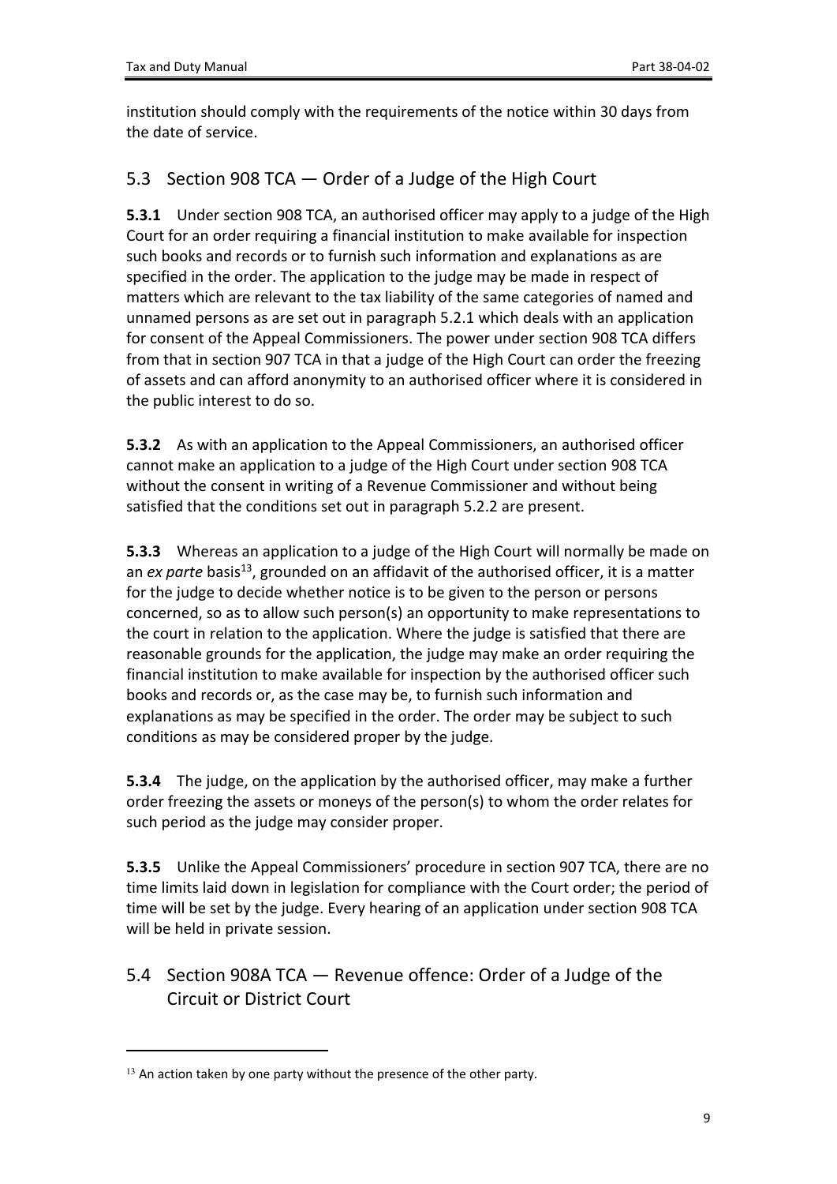institution should comply with the requirements of the notice within 30 days from the date of service.

## 5.3 Section 908 TCA — Order of a Judge of the High Court

**5.3.1** Under section 908 TCA, an authorised officer may apply to a judge of the High Court for an order requiring a financial institution to make available for inspection such books and records or to furnish such information and explanations as are specified in the order. The application to the judge may be made in respect of matters which are relevant to the tax liability of the same categories of named and unnamed persons as are set out in paragraph 5.2.1 which deals with an application for consent of the Appeal Commissioners. The power under section 908 TCA differs from that in section 907 TCA in that a judge of the High Court can order the freezing of assets and can afford anonymity to an authorised officer where it is considered in the public interest to do so.

**5.3.2** As with an application to the Appeal Commissioners, an authorised officer cannot make an application to a judge of the High Court under section 908 TCA without the consent in writing of a Revenue Commissioner and without being satisfied that the conditions set out in paragraph 5.2.2 are present.

**5.3.3** Whereas an application to a judge of the High Court will normally be made on an *ex parte* basis[13], grounded on an affidavit of the authorised officer, it is a matter for the judge to decide whether notice is to be given to the person or persons concerned, so as to allow such person(s) an opportunity to make representations to the court in relation to the application. Where the judge is satisfied that there are reasonable grounds for the application, the judge may make an order requiring the financial institution to make available for inspection by the authorised officer such books and records or, as the case may be, to furnish such information and explanations as may be specified in the order. The order may be subject to such conditions as may be considered proper by the judge.

**5.3.4** The judge, on the application by the authorised officer, may make a further order freezing the assets or moneys of the person(s) to whom the order relates for such period as the judge may consider proper.

**5.3.5** Unlike the Appeal Commissioners' procedure in section 907 TCA, there are no time limits laid down in legislation for compliance with the Court order; the period of time will be set by the judge. Every hearing of an application under section 908 TCA will be held in private session.

## 5.4 Section 908A TCA — Revenue offence: Order of a Judge of the Circuit or District Court

[13] An action taken by one party without the presence of the other party.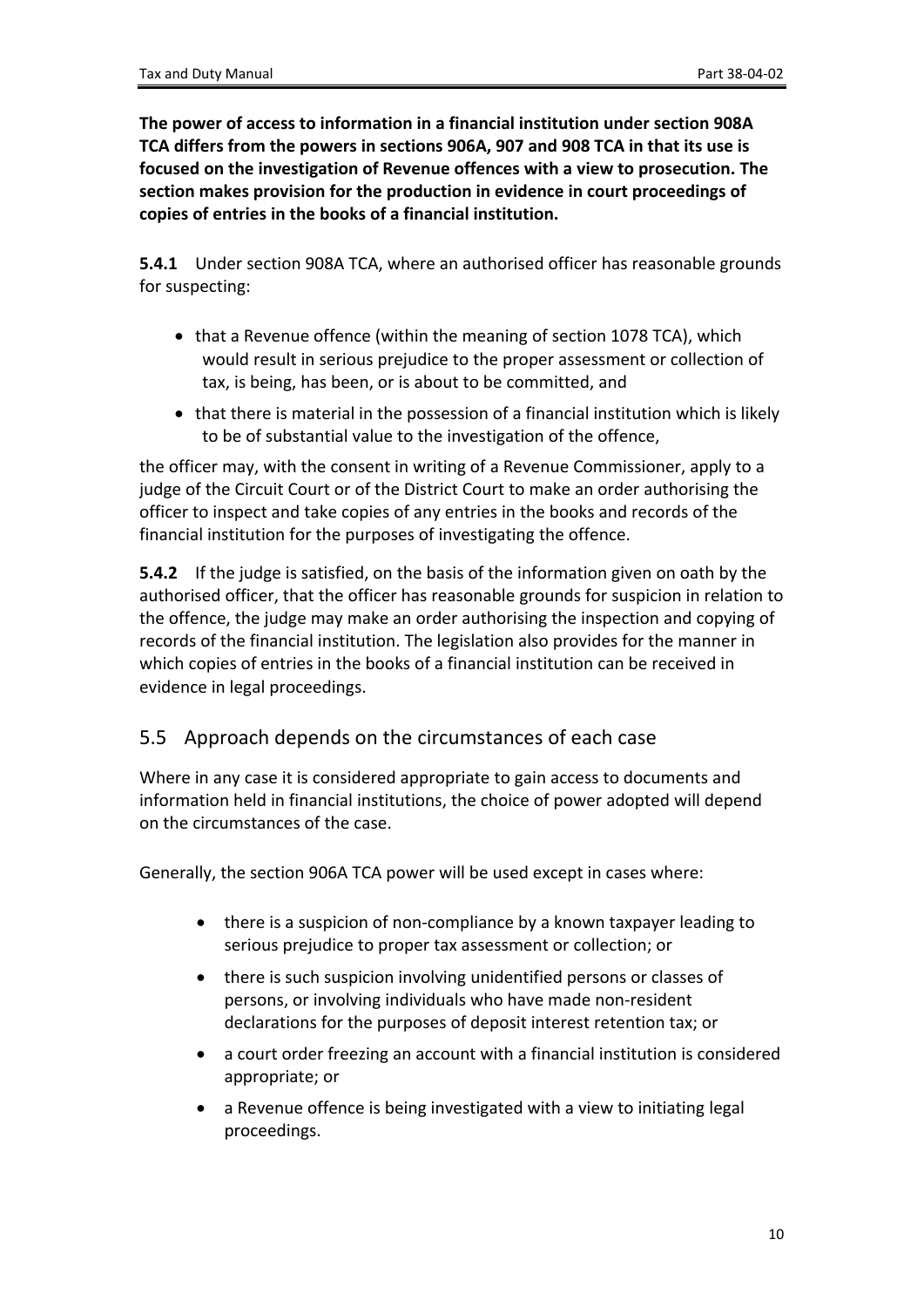**The power of access to information in a financial institution under section 908A TCA differs from the powers in sections 906A, 907 and 908 TCA in that its use is focused on the investigation of Revenue offences with a view to prosecution. The section makes provision for the production in evidence in court proceedings of copies of entries in the books of a financial institution.**

**5.4.1** Under section 908A TCA, where an authorised officer has reasonable grounds for suspecting:

- that a Revenue offence (within the meaning of section 1078 TCA), which would result in serious prejudice to the proper assessment or collection of tax, is being, has been, or is about to be committed, and
- that there is material in the possession of a financial institution which is likely to be of substantial value to the investigation of the offence,

the officer may, with the consent in writing of a Revenue Commissioner, apply to a judge of the Circuit Court or of the District Court to make an order authorising the officer to inspect and take copies of any entries in the books and records of the financial institution for the purposes of investigating the offence.

**5.4.2** If the judge is satisfied, on the basis of the information given on oath by the authorised officer, that the officer has reasonable grounds for suspicion in relation to the offence, the judge may make an order authorising the inspection and copying of records of the financial institution. The legislation also provides for the manner in which copies of entries in the books of a financial institution can be received in evidence in legal proceedings.

## 5.5 Approach depends on the circumstances of each case

Where in any case it is considered appropriate to gain access to documents and information held in financial institutions, the choice of power adopted will depend on the circumstances of the case.

Generally, the section 906A TCA power will be used except in cases where:

- there is a suspicion of non-compliance by a known taxpayer leading to serious prejudice to proper tax assessment or collection; or
- there is such suspicion involving unidentified persons or classes of persons, or involving individuals who have made non-resident declarations for the purposes of deposit interest retention tax; or
- a court order freezing an account with a financial institution is considered appropriate; or
- a Revenue offence is being investigated with a view to initiating legal proceedings.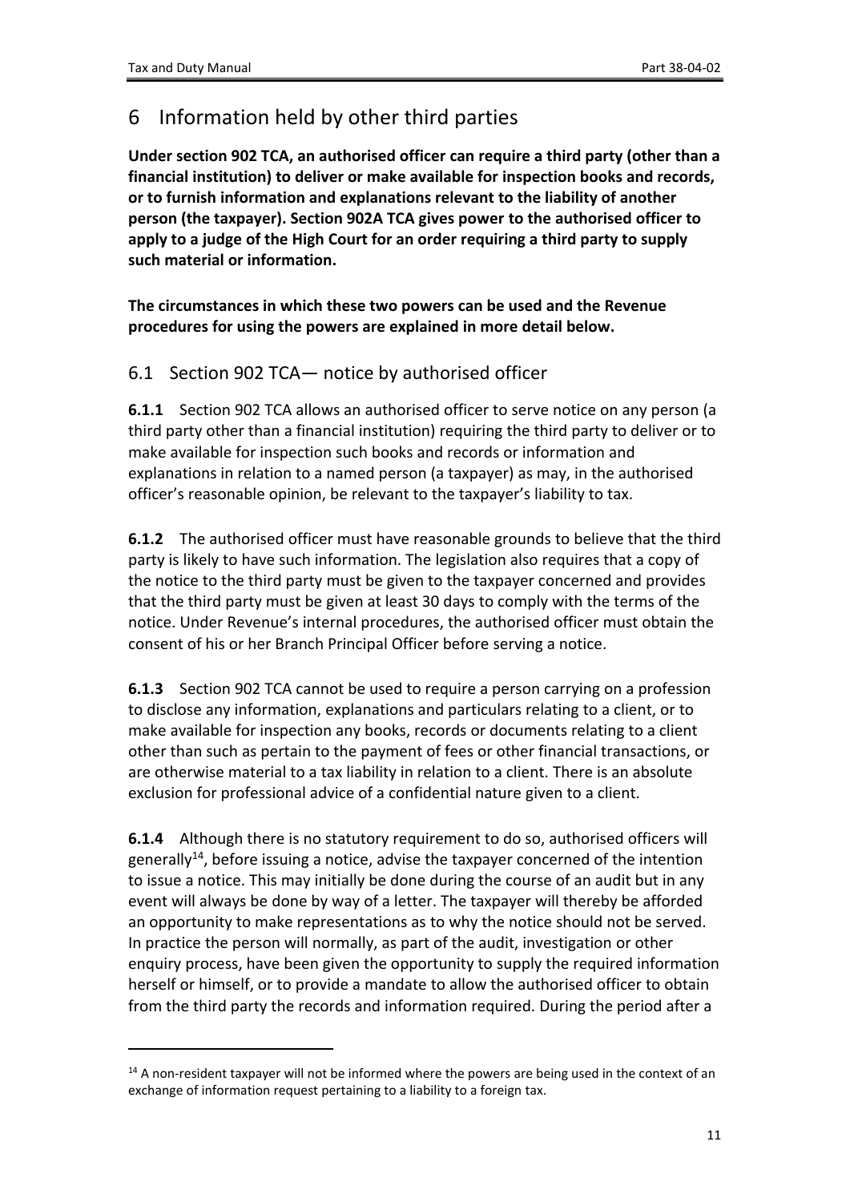# 6 Information held by other third parties

**Under section 902 TCA, an authorised officer can require a third party (other than a financial institution) to deliver or make available for inspection books and records, or to furnish information and explanations relevant to the liability of another person (the taxpayer). Section 902A TCA gives power to the authorised officer to apply to a judge of the High Court for an order requiring a third party to supply such material or information.**

**The circumstances in which these two powers can be used and the Revenue procedures for using the powers are explained in more detail below.**

## 6.1 Section 902 TCA— notice by authorised officer

**6.1.1** Section 902 TCA allows an authorised officer to serve notice on any person (a third party other than a financial institution) requiring the third party to deliver or to make available for inspection such books and records or information and explanations in relation to a named person (a taxpayer) as may, in the authorised officer's reasonable opinion, be relevant to the taxpayer's liability to tax.

**6.1.2** The authorised officer must have reasonable grounds to believe that the third party is likely to have such information. The legislation also requires that a copy of the notice to the third party must be given to the taxpayer concerned and provides that the third party must be given at least 30 days to comply with the terms of the notice. Under Revenue's internal procedures, the authorised officer must obtain the consent of his or her Branch Principal Officer before serving a notice.

**6.1.3** Section 902 TCA cannot be used to require a person carrying on a profession to disclose any information, explanations and particulars relating to a client, or to make available for inspection any books, records or documents relating to a client other than such as pertain to the payment of fees or other financial transactions, or are otherwise material to a tax liability in relation to a client. There is an absolute exclusion for professional advice of a confidential nature given to a client.

**6.1.4** Although there is no statutory requirement to do so, authorised officers will generally[14], before issuing a notice, advise the taxpayer concerned of the intention to issue a notice. This may initially be done during the course of an audit but in any event will always be done by way of a letter. The taxpayer will thereby be afforded an opportunity to make representations as to why the notice should not be served. In practice the person will normally, as part of the audit, investigation or other enquiry process, have been given the opportunity to supply the required information herself or himself, or to provide a mandate to allow the authorised officer to obtain from the third party the records and information required. During the period after a

[14] A non-resident taxpayer will not be informed where the powers are being used in the context of an exchange of information request pertaining to a liability to a foreign tax.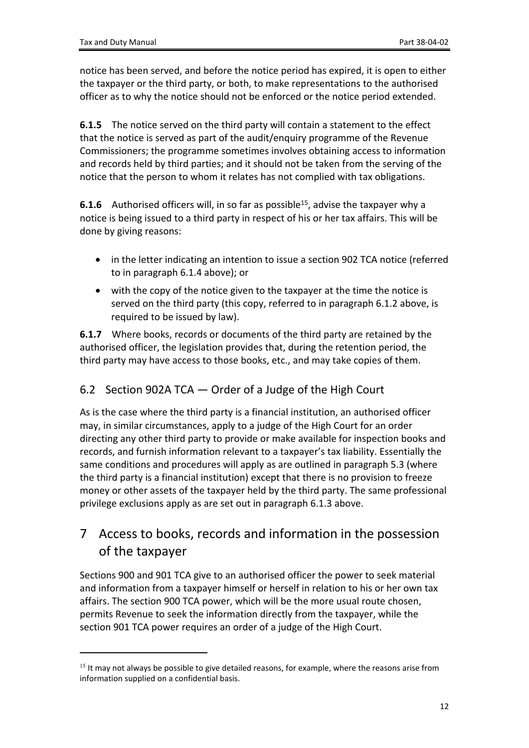notice has been served, and before the notice period has expired, it is open to either the taxpayer or the third party, or both, to make representations to the authorised officer as to why the notice should not be enforced or the notice period extended.

**6.1.5** The notice served on the third party will contain a statement to the effect that the notice is served as part of the audit/enquiry programme of the Revenue Commissioners; the programme sometimes involves obtaining access to information and records held by third parties; and it should not be taken from the serving of the notice that the person to whom it relates has not complied with tax obligations.

**6.1.6** Authorised officers will, in so far as possible[15], advise the taxpayer why a notice is being issued to a third party in respect of his or her tax affairs. This will be done by giving reasons:

- in the letter indicating an intention to issue a section 902 TCA notice (referred to in paragraph 6.1.4 above); or
- with the copy of the notice given to the taxpayer at the time the notice is served on the third party (this copy, referred to in paragraph 6.1.2 above, is required to be issued by law).

**6.1.7** Where books, records or documents of the third party are retained by the authorised officer, the legislation provides that, during the retention period, the third party may have access to those books, etc., and may take copies of them.

## 6.2 Section 902A TCA — Order of a Judge of the High Court

As is the case where the third party is a financial institution, an authorised officer may, in similar circumstances, apply to a judge of the High Court for an order directing any other third party to provide or make available for inspection books and records, and furnish information relevant to a taxpayer's tax liability. Essentially the same conditions and procedures will apply as are outlined in paragraph 5.3 (where the third party is a financial institution) except that there is no provision to freeze money or other assets of the taxpayer held by the third party. The same professional privilege exclusions apply as are set out in paragraph 6.1.3 above.

# 7 Access to books, records and information in the possession of the taxpayer

Sections 900 and 901 TCA give to an authorised officer the power to seek material and information from a taxpayer himself or herself in relation to his or her own tax affairs. The section 900 TCA power, which will be the more usual route chosen, permits Revenue to seek the information directly from the taxpayer, while the section 901 TCA power requires an order of a judge of the High Court.

---

[15] It may not always be possible to give detailed reasons, for example, where the reasons arise from information supplied on a confidential basis.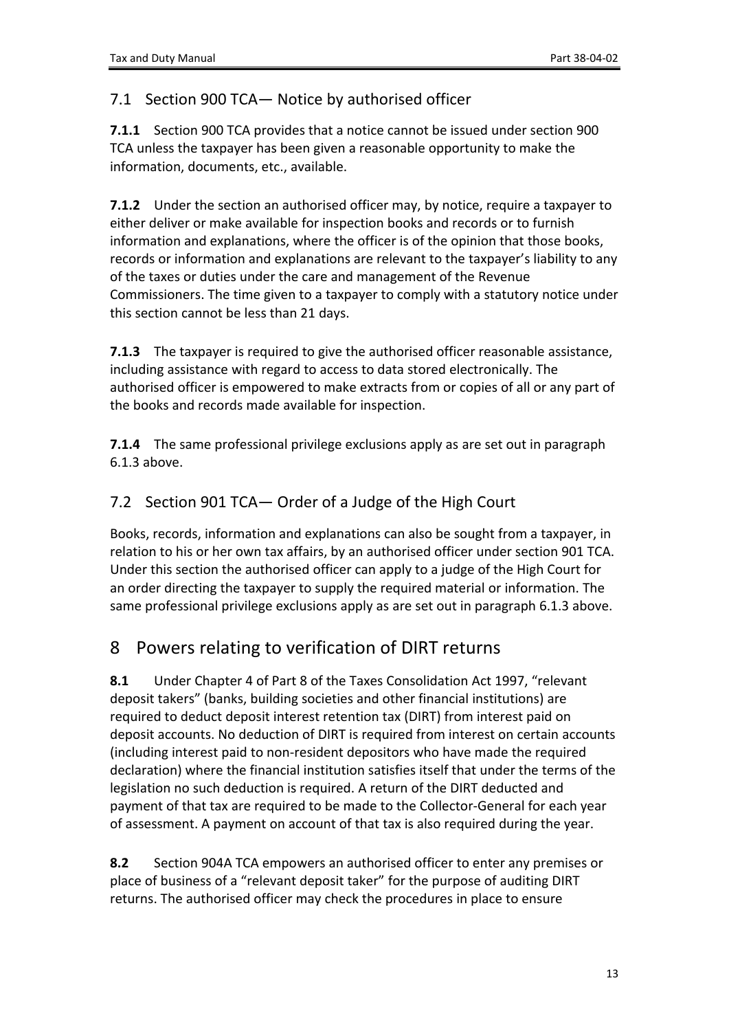## 7.1 Section 900 TCA— Notice by authorised officer

**7.1.1** Section 900 TCA provides that a notice cannot be issued under section 900 TCA unless the taxpayer has been given a reasonable opportunity to make the information, documents, etc., available.

**7.1.2** Under the section an authorised officer may, by notice, require a taxpayer to either deliver or make available for inspection books and records or to furnish information and explanations, where the officer is of the opinion that those books, records or information and explanations are relevant to the taxpayer's liability to any of the taxes or duties under the care and management of the Revenue Commissioners. The time given to a taxpayer to comply with a statutory notice under this section cannot be less than 21 days.

**7.1.3** The taxpayer is required to give the authorised officer reasonable assistance, including assistance with regard to access to data stored electronically. The authorised officer is empowered to make extracts from or copies of all or any part of the books and records made available for inspection.

**7.1.4** The same professional privilege exclusions apply as are set out in paragraph 6.1.3 above.

## 7.2 Section 901 TCA— Order of a Judge of the High Court

Books, records, information and explanations can also be sought from a taxpayer, in relation to his or her own tax affairs, by an authorised officer under section 901 TCA. Under this section the authorised officer can apply to a judge of the High Court for an order directing the taxpayer to supply the required material or information. The same professional privilege exclusions apply as are set out in paragraph 6.1.3 above.

# 8 Powers relating to verification of DIRT returns

**8.1** Under Chapter 4 of Part 8 of the Taxes Consolidation Act 1997, "relevant deposit takers" (banks, building societies and other financial institutions) are required to deduct deposit interest retention tax (DIRT) from interest paid on deposit accounts. No deduction of DIRT is required from interest on certain accounts (including interest paid to non-resident depositors who have made the required declaration) where the financial institution satisfies itself that under the terms of the legislation no such deduction is required. A return of the DIRT deducted and payment of that tax are required to be made to the Collector-General for each year of assessment. A payment on account of that tax is also required during the year.

**8.2** Section 904A TCA empowers an authorised officer to enter any premises or place of business of a "relevant deposit taker" for the purpose of auditing DIRT returns. The authorised officer may check the procedures in place to ensure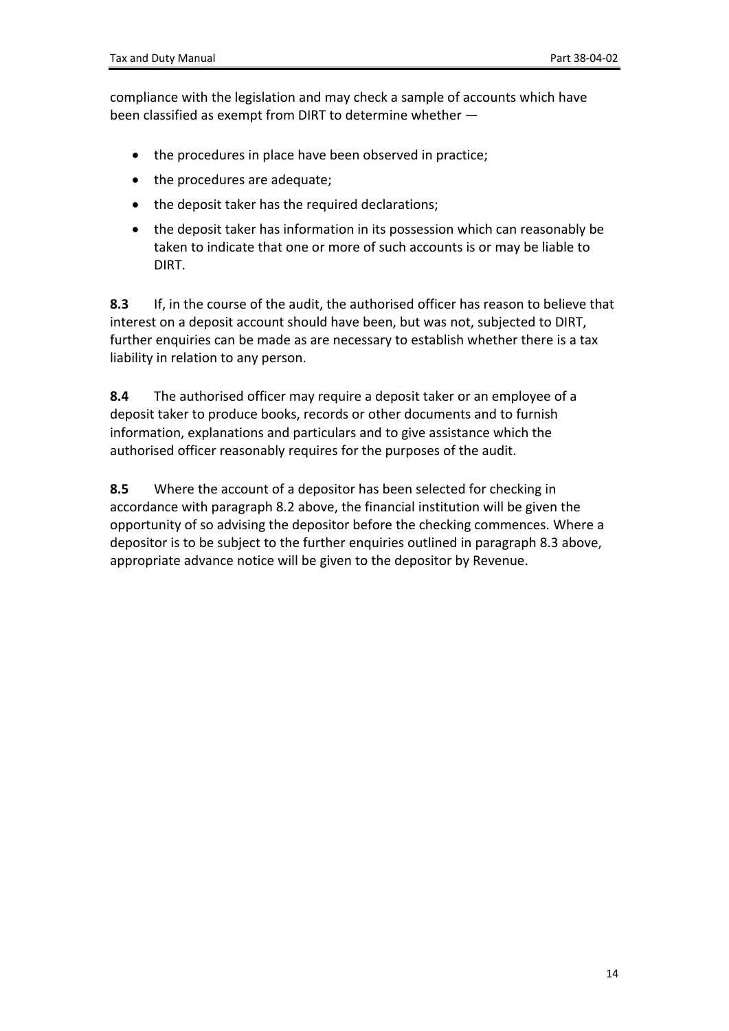compliance with the legislation and may check a sample of accounts which have been classified as exempt from DIRT to determine whether —

- the procedures in place have been observed in practice;
- the procedures are adequate;
- the deposit taker has the required declarations;
- the deposit taker has information in its possession which can reasonably be taken to indicate that one or more of such accounts is or may be liable to DIRT.

**8.3** If, in the course of the audit, the authorised officer has reason to believe that interest on a deposit account should have been, but was not, subjected to DIRT, further enquiries can be made as are necessary to establish whether there is a tax liability in relation to any person.

**8.4** The authorised officer may require a deposit taker or an employee of a deposit taker to produce books, records or other documents and to furnish information, explanations and particulars and to give assistance which the authorised officer reasonably requires for the purposes of the audit.

**8.5** Where the account of a depositor has been selected for checking in accordance with paragraph 8.2 above, the financial institution will be given the opportunity of so advising the depositor before the checking commences. Where a depositor is to be subject to the further enquiries outlined in paragraph 8.3 above, appropriate advance notice will be given to the depositor by Revenue.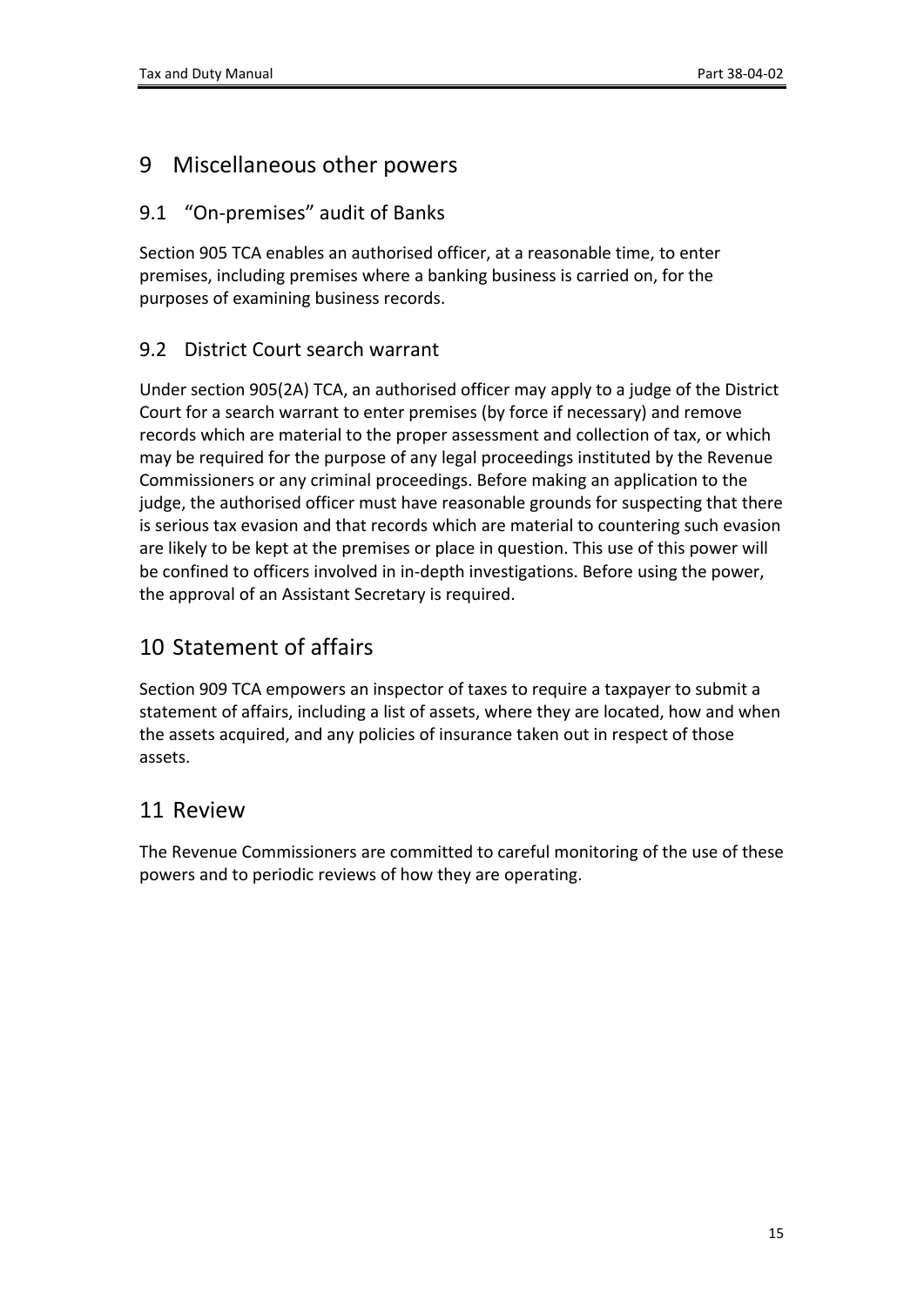# 9 Miscellaneous other powers

## 9.1 "On-premises" audit of Banks

Section 905 TCA enables an authorised officer, at a reasonable time, to enter premises, including premises where a banking business is carried on, for the purposes of examining business records.

## 9.2 District Court search warrant

Under section 905(2A) TCA, an authorised officer may apply to a judge of the District Court for a search warrant to enter premises (by force if necessary) and remove records which are material to the proper assessment and collection of tax, or which may be required for the purpose of any legal proceedings instituted by the Revenue Commissioners or any criminal proceedings. Before making an application to the judge, the authorised officer must have reasonable grounds for suspecting that there is serious tax evasion and that records which are material to countering such evasion are likely to be kept at the premises or place in question. This use of this power will be confined to officers involved in in-depth investigations. Before using the power, the approval of an Assistant Secretary is required.

# 10 Statement of affairs

Section 909 TCA empowers an inspector of taxes to require a taxpayer to submit a statement of affairs, including a list of assets, where they are located, how and when the assets acquired, and any policies of insurance taken out in respect of those assets.

# 11 Review

The Revenue Commissioners are committed to careful monitoring of the use of these powers and to periodic reviews of how they are operating.